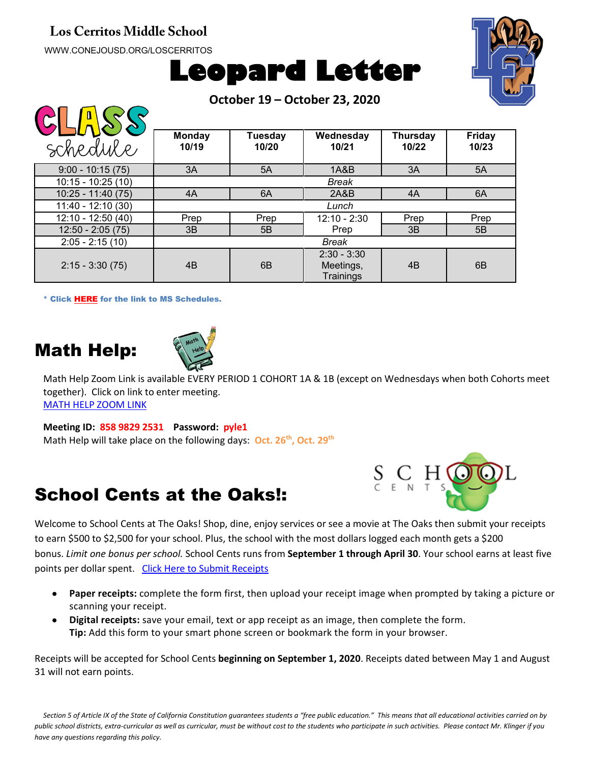**Los Cerritos Middle School**

WWW.CONEJOUSD.ORG/LOSCERRITOS

# Leopard Letter

**October 19 – October 23, 2020**

## CLASS schedule

| | Monday 10/19 | Tuesday 10/20 | Wednesday 10/21 | Thursday 10/22 | Friday 10/23 |
|---|---|---|---|---|---|
| 9:00 - 10:15 (75) | 3A | 5A | 1A&B | 3A | 5A |
| 10:15 - 10:25 (10) | *Break* | | | | |
| 10:25 - 11:40 (75) | 4A | 6A | 2A&B | 4A | 6A |
| 11:40 - 12:10 (30) | *Lunch* | | | | |
| 12:10 - 12:50 (40) | Prep | Prep | 12:10 - 2:30 Prep | Prep | Prep |
| 12:50 - 2:05 (75) | 3B | 5B | | 3B | 5B |
| 2:05 - 2:15 (10) | *Break* | | | | |
| 2:15 - 3:30 (75) | 4B | 6B | 2:30 - 3:30 Meetings, Trainings | 4B | 6B |

**\* Click HERE for the link to MS Schedules.**

## Math Help:

Math Help Zoom Link is available EVERY PERIOD 1 COHORT 1A & 1B (except on Wednesdays when both Cohorts meet together). Click on link to enter meeting.
MATH HELP ZOOM LINK

**Meeting ID: 858 9829 2531  Password: pyle1**
Math Help will take place on the following days: **Oct. 26th, Oct. 29th**

## School Cents at the Oaks!:

Welcome to School Cents at The Oaks! Shop, dine, enjoy services or see a movie at The Oaks then submit your receipts to earn $500 to $2,500 for your school. Plus, the school with the most dollars logged each month gets a $200 bonus. *Limit one bonus per school.* School Cents runs from **September 1 through April 30**. Your school earns at least five points per dollar spent. Click Here to Submit Receipts

- **Paper receipts:** complete the form first, then upload your receipt image when prompted by taking a picture or scanning your receipt.
- **Digital receipts:** save your email, text or app receipt as an image, then complete the form.
  **Tip:** Add this form to your smart phone screen or bookmark the form in your browser.

Receipts will be accepted for School Cents **beginning on September 1, 2020**. Receipts dated between May 1 and August 31 will not earn points.

*Section 5 of Article IX of the State of California Constitution guarantees students a "free public education." This means that all educational activities carried on by public school districts, extra-curricular as well as curricular, must be without cost to the students who participate in such activities. Please contact Mr. Klinger if you have any questions regarding this policy.*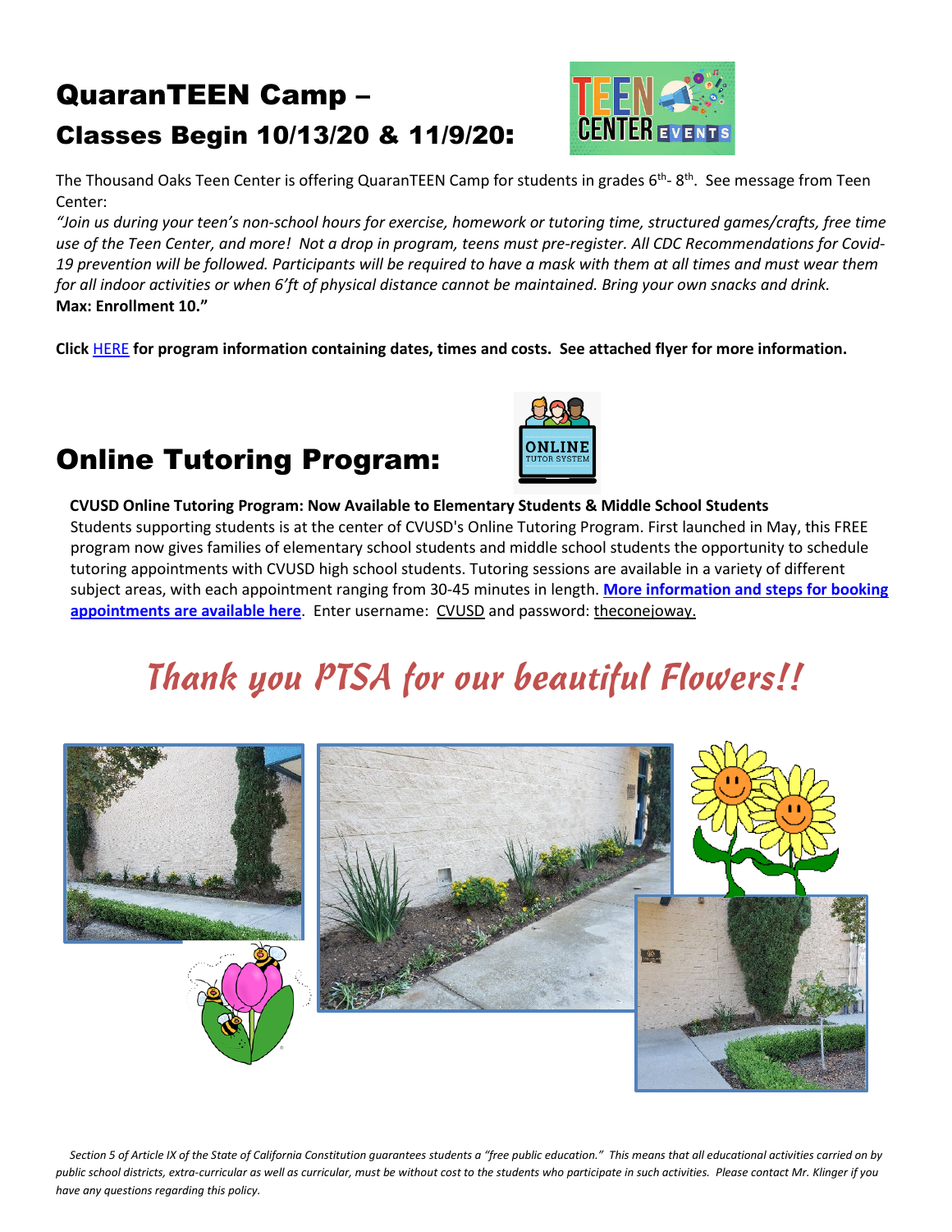# QuaranTEEN Camp – Classes Begin 10/13/20 & 11/9/20:

The Thousand Oaks Teen Center is offering QuaranTEEN Camp for students in grades 6th- 8th. See message from Teen Center:

*"Join us during your teen's non-school hours for exercise, homework or tutoring time, structured games/crafts, free time use of the Teen Center, and more! Not a drop in program, teens must pre-register. All CDC Recommendations for Covid-19 prevention will be followed. Participants will be required to have a mask with them at all times and must wear them for all indoor activities or when 6'ft of physical distance cannot be maintained. Bring your own snacks and drink.*
**Max: Enrollment 10."**

**Click HERE for program information containing dates, times and costs. See attached flyer for more information.**

# Online Tutoring Program:

**CVUSD Online Tutoring Program: Now Available to Elementary Students & Middle School Students**
Students supporting students is at the center of CVUSD's Online Tutoring Program. First launched in May, this FREE program now gives families of elementary school students and middle school students the opportunity to schedule tutoring appointments with CVUSD high school students. Tutoring sessions are available in a variety of different subject areas, with each appointment ranging from 30-45 minutes in length. **More information and steps for booking appointments are available here**. Enter username: CVUSD and password: theconejoway.

# *Thank you PTSA for our beautiful Flowers!!*

*Section 5 of Article IX of the State of California Constitution guarantees students a "free public education." This means that all educational activities carried on by public school districts, extra-curricular as well as curricular, must be without cost to the students who participate in such activities. Please contact Mr. Klinger if you have any questions regarding this policy.*